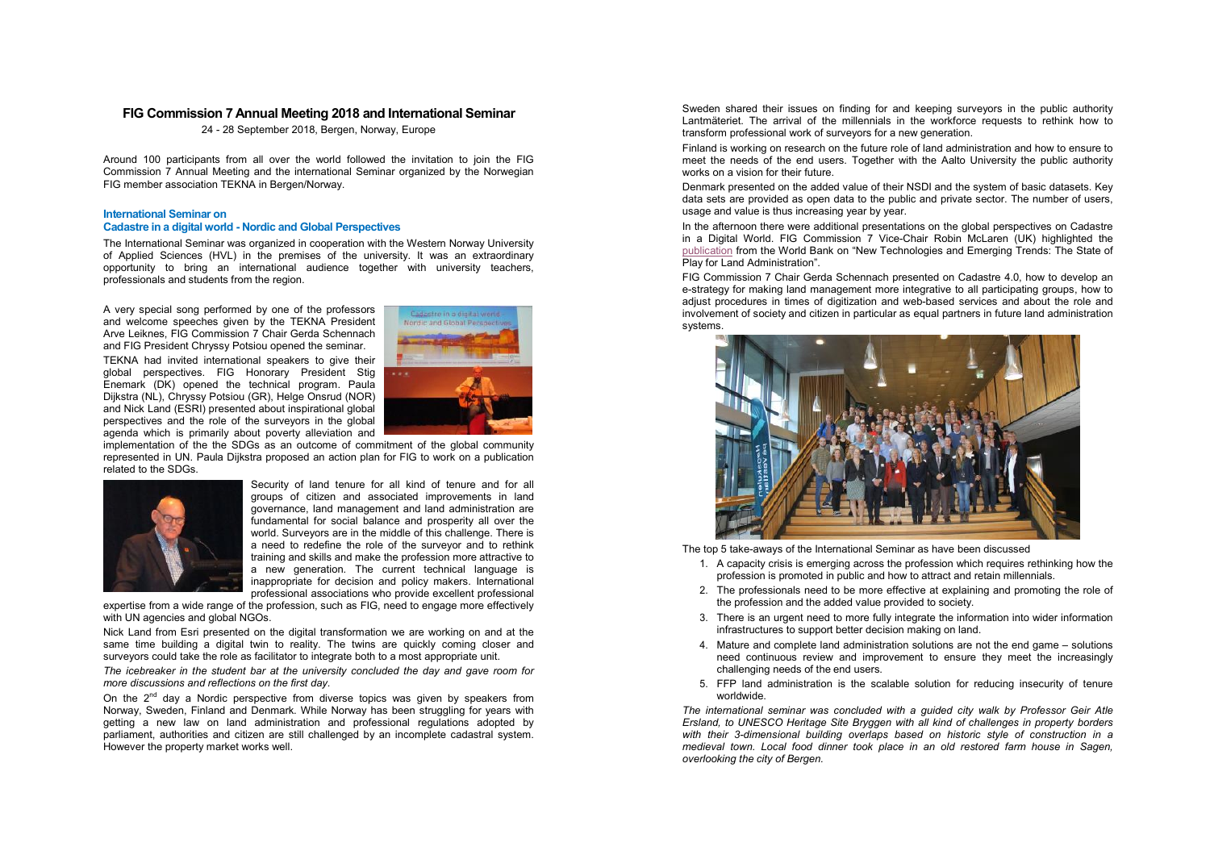# FIG Commission 7 Annual Meeting 2018 and International Seminar

24 - 28 September 2018, Bergen, Norway, Europe

Around 100 participants from all over the world followed the invitation to join the FIG Commission 7 Annual Meeting and the international Seminar organized by the Norwegian FIG member association TEKNA in Bergen/Norway.

## International Seminar on Cadastre in a digital world - Nordic and Global Perspectives

The International Seminar was organized in cooperation with the Western Norway University of Applied Sciences (HVL) in the premises of the university. It was an extraordinary opportunity to bring an international audience together with university teachers, professionals and students from the region.

A very special song performed by one of the professors and welcome speeches given by the TEKNA President Arve Leiknes, FIG Commission 7 Chair Gerda Schennach and FIG President Chryssy Potsiou opened the seminar.

TEKNA had invited international speakers to give their global perspectives. FIG Honorary President Stig Enemark (DK) opened the technical program. Paula Dijkstra (NL), Chryssy Potsiou (GR), Helge Onsrud (NOR) and Nick Land (ESRI) presented about inspirational global perspectives and the role of the surveyors in the global agenda which is primarily about poverty alleviation and implementation of the the SDGs as an outcome of commitment of the global community represented in UN. Paula Dijkstra proposed an action plan for FIG to work on a publication related to the SDGs.

Security of land tenure for all kind of tenure and for all groups of citizen and associated improvements in land governance, land management and land administration are fundamental for social balance and prosperity all over the world. Surveyors are in the middle of this challenge. There is a need to redefine the role of the surveyor and to rethink training and skills and make the profession more attractive to a new generation. The current technical language is inappropriate for decision and policy makers. International professional associations who provide excellent professional expertise from a wide range of the profession, such as FIG, need to engage more effectively with UN agencies and global NGOs.

Nick Land from Esri presented on the digital transformation we are working on and at the same time building a digital twin to reality. The twins are quickly coming closer and surveyors could take the role as facilitator to integrate both to a most appropriate unit.

*The icebreaker in the student bar at the university concluded the day and gave room for more discussions and reflections on the first day.*

On the 2nd day a Nordic perspective from diverse topics was given by speakers from Norway, Sweden, Finland and Denmark. While Norway has been struggling for years with getting a new law on land administration and professional regulations adopted by parliament, authorities and citizen are still challenged by an incomplete cadastral system. However the property market works well.

Sweden shared their issues on finding for and keeping surveyors in the public authority Lantmäteriet. The arrival of the millennials in the workforce requests to rethink how to transform professional work of surveyors for a new generation.

Finland is working on research on the future role of land administration and how to ensure to meet the needs of the end users. Together with the Aalto University the public authority works on a vision for their future.

Denmark presented on the added value of their NSDI and the system of basic datasets. Key data sets are provided as open data to the public and private sector. The number of users, usage and value is thus increasing year by year.

In the afternoon there were additional presentations on the global perspectives on Cadastre in a Digital World. FIG Commission 7 Vice-Chair Robin McLaren (UK) highlighted the publication from the World Bank on "New Technologies and Emerging Trends: The State of Play for Land Administration".

FIG Commission 7 Chair Gerda Schennach presented on Cadastre 4.0, how to develop an e-strategy for making land management more integrative to all participating groups, how to adjust procedures in times of digitization and web-based services and about the role and involvement of society and citizen in particular as equal partners in future land administration systems.

The top 5 take-aways of the International Seminar as have been discussed

1. A capacity crisis is emerging across the profession which requires rethinking how the profession is promoted in public and how to attract and retain millennials.
2. The professionals need to be more effective at explaining and promoting the role of the profession and the added value provided to society.
3. There is an urgent need to more fully integrate the information into wider information infrastructures to support better decision making on land.
4. Mature and complete land administration solutions are not the end game – solutions need continuous review and improvement to ensure they meet the increasingly challenging needs of the end users.
5. FFP land administration is the scalable solution for reducing insecurity of tenure worldwide.

*The international seminar was concluded with a guided city walk by Professor Geir Atle Ersland, to UNESCO Heritage Site Bryggen with all kind of challenges in property borders with their 3-dimensional building overlaps based on historic style of construction in a medieval town. Local food dinner took place in an old restored farm house in Sagen, overlooking the city of Bergen.*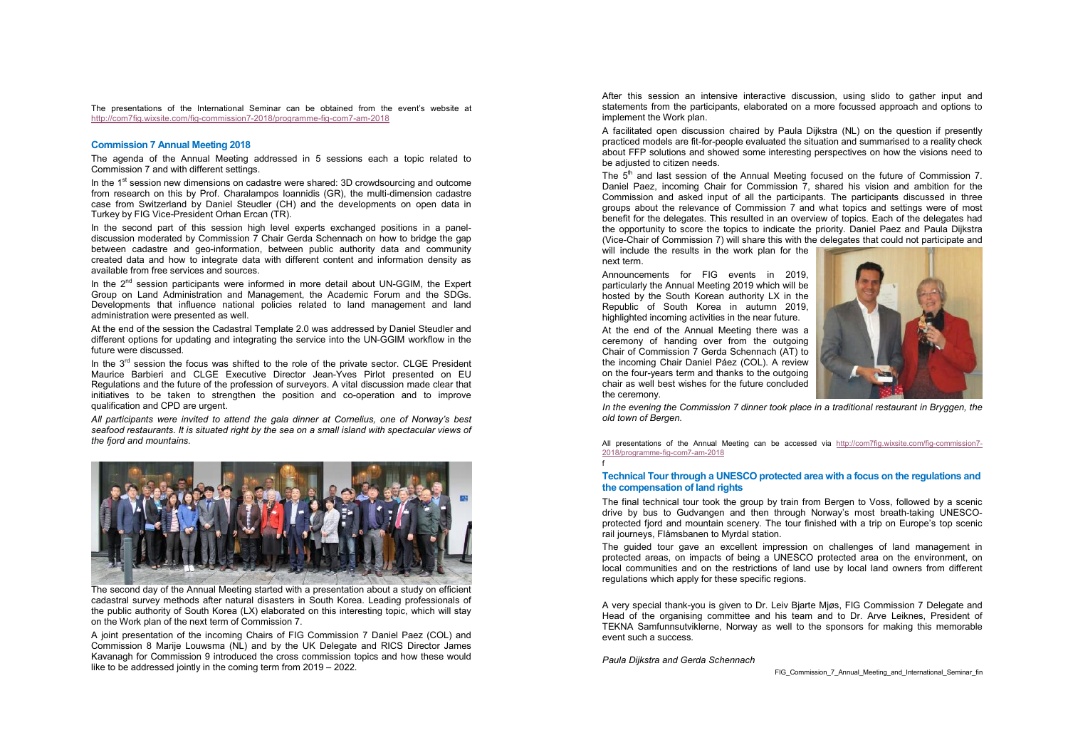The presentations of the International Seminar can be obtained from the event's website at http://com7fig.wixsite.com/fig-commission7-2018/programme-fig-com7-am-2018

### Commission 7 Annual Meeting 2018

The agenda of the Annual Meeting addressed in 5 sessions each a topic related to Commission 7 and with different settings.

In the 1st session new dimensions on cadastre were shared: 3D crowdsourcing and outcome from research on this by Prof. Charalampos Ioannidis (GR), the multi-dimension cadastre case from Switzerland by Daniel Steudler (CH) and the developments on open data in Turkey by FIG Vice-President Orhan Ercan (TR).

In the second part of this session high level experts exchanged positions in a panel-discussion moderated by Commission 7 Chair Gerda Schennach on how to bridge the gap between cadastre and geo-information, between public authority data and community created data and how to integrate data with different content and information density as available from free services and sources.

In the 2nd session participants were informed in more detail about UN-GGIM, the Expert Group on Land Administration and Management, the Academic Forum and the SDGs. Developments that influence national policies related to land management and land administration were presented as well.

At the end of the session the Cadastral Template 2.0 was addressed by Daniel Steudler and different options for updating and integrating the service into the UN-GGIM workflow in the future were discussed.

In the 3rd session the focus was shifted to the role of the private sector. CLGE President Maurice Barbieri and CLGE Executive Director Jean-Yves Pirlot presented on EU Regulations and the future of the profession of surveyors. A vital discussion made clear that initiatives to be taken to strengthen the position and co-operation and to improve qualification and CPD are urgent.

*All participants were invited to attend the gala dinner at Cornelius, one of Norway's best seafood restaurants. It is situated right by the sea on a small island with spectacular views of the fjord and mountains.*

The second day of the Annual Meeting started with a presentation about a study on efficient cadastral survey methods after natural disasters in South Korea. Leading professionals of the public authority of South Korea (LX) elaborated on this interesting topic, which will stay on the Work plan of the next term of Commission 7.

A joint presentation of the incoming Chairs of FIG Commission 7 Daniel Paez (COL) and Commission 8 Marije Louwsma (NL) and by the UK Delegate and RICS Director James Kavanagh for Commission 9 introduced the cross commission topics and how these would like to be addressed jointly in the coming term from 2019 – 2022.

After this session an intensive interactive discussion, using slido to gather input and statements from the participants, elaborated on a more focussed approach and options to implement the Work plan.

A facilitated open discussion chaired by Paula Dijkstra (NL) on the question if presently practiced models are fit-for-people evaluated the situation and summarised to a reality check about FFP solutions and showed some interesting perspectives on how the visions need to be adjusted to citizen needs.

The 5th and last session of the Annual Meeting focused on the future of Commission 7. Daniel Paez, incoming Chair for Commission 7, shared his vision and ambition for the Commission and asked input of all the participants. The participants discussed in three groups about the relevance of Commission 7 and what topics and settings were of most benefit for the delegates. This resulted in an overview of topics. Each of the delegates had the opportunity to score the topics to indicate the priority. Daniel Paez and Paula Dijkstra (Vice-Chair of Commission 7) will share this with the delegates that could not participate and will include the results in the work plan for the next term.

Announcements for FIG events in 2019, particularly the Annual Meeting 2019 which will be hosted by the South Korean authority LX in the Republic of South Korea in autumn 2019, highlighted incoming activities in the near future.

At the end of the Annual Meeting there was a ceremony of handing over from the outgoing Chair of Commission 7 Gerda Schennach (AT) to the incoming Chair Daniel Páez (COL). A review on the four-years term and thanks to the outgoing chair as well best wishes for the future concluded the ceremony.

*In the evening the Commission 7 dinner took place in a traditional restaurant in Bryggen, the old town of Bergen.*

All presentations of the Annual Meeting can be accessed via http://com7fig.wixsite.com/fig-commission7-2018/programme-fig-com7-am-2018

f

### Technical Tour through a UNESCO protected area with a focus on the regulations and the compensation of land rights

The final technical tour took the group by train from Bergen to Voss, followed by a scenic drive by bus to Gudvangen and then through Norway's most breath-taking UNESCO-protected fjord and mountain scenery. The tour finished with a trip on Europe's top scenic rail journeys, Flåmsbanen to Myrdal station.

The guided tour gave an excellent impression on challenges of land management in protected areas, on impacts of being a UNESCO protected area on the environment, on local communities and on the restrictions of land use by local land owners from different regulations which apply for these specific regions.

A very special thank-you is given to Dr. Leiv Bjarte Mjøs, FIG Commission 7 Delegate and Head of the organising committee and his team and to Dr. Arve Leiknes, President of TEKNA Samfunnsutviklerne, Norway as well to the sponsors for making this memorable event such a success.

*Paula Dijkstra and Gerda Schennach*